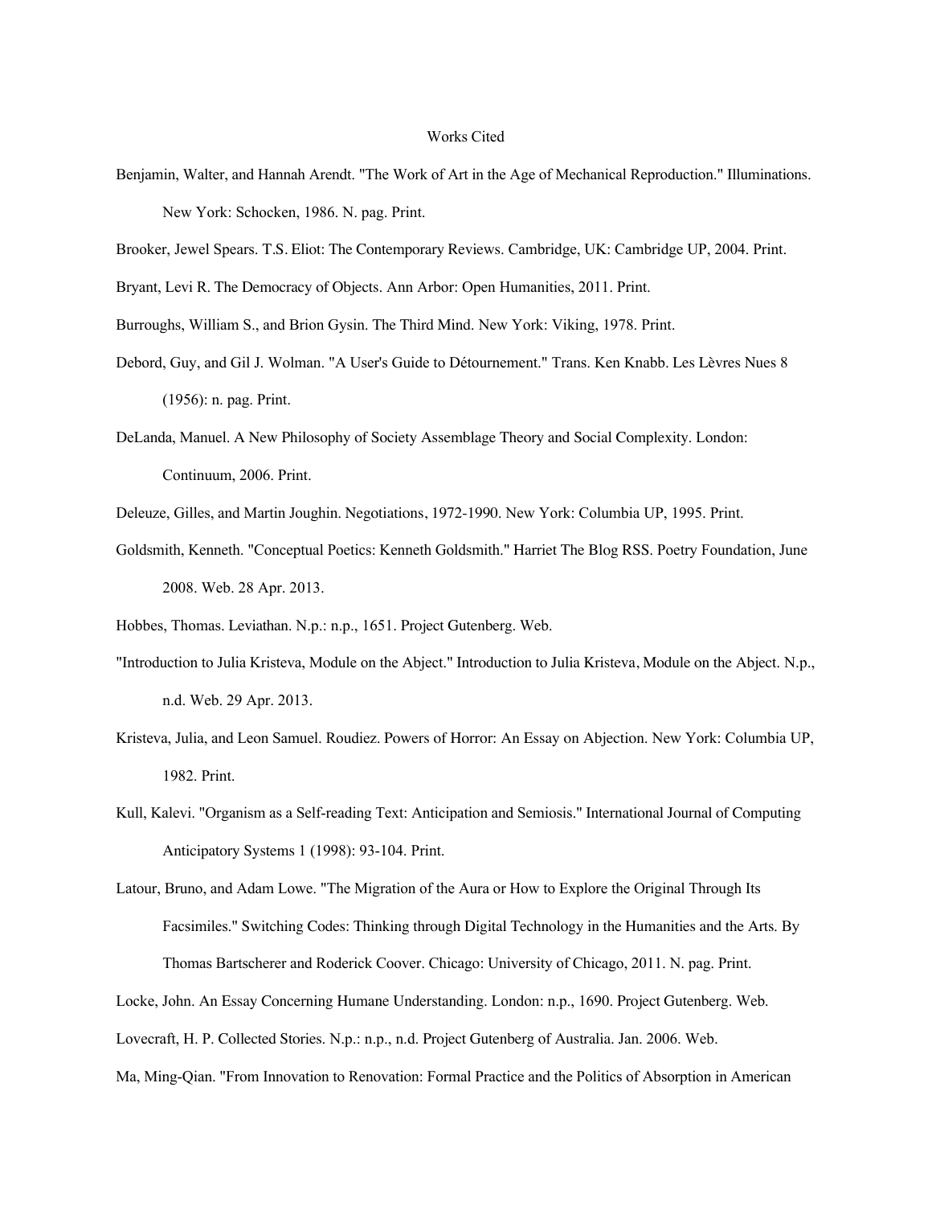# Works Cited

Benjamin, Walter, and Hannah Arendt. "The Work of Art in the Age of Mechanical Reproduction." Illuminations. New York: Schocken, 1986. N. pag. Print.

Brooker, Jewel Spears. T.S. Eliot: The Contemporary Reviews. Cambridge, UK: Cambridge UP, 2004. Print.

Bryant, Levi R. The Democracy of Objects. Ann Arbor: Open Humanities, 2011. Print.

Burroughs, William S., and Brion Gysin. The Third Mind. New York: Viking, 1978. Print.

Debord, Guy, and Gil J. Wolman. "A User's Guide to Détournement." Trans. Ken Knabb. Les Lèvres Nues 8 (1956): n. pag. Print.

DeLanda, Manuel. A New Philosophy of Society Assemblage Theory and Social Complexity. London: Continuum, 2006. Print.

Deleuze, Gilles, and Martin Joughin. Negotiations, 1972-1990. New York: Columbia UP, 1995. Print.

Goldsmith, Kenneth. "Conceptual Poetics: Kenneth Goldsmith." Harriet The Blog RSS. Poetry Foundation, June 2008. Web. 28 Apr. 2013.

Hobbes, Thomas. Leviathan. N.p.: n.p., 1651. Project Gutenberg. Web.

"Introduction to Julia Kristeva, Module on the Abject." Introduction to Julia Kristeva, Module on the Abject. N.p., n.d. Web. 29 Apr. 2013.

Kristeva, Julia, and Leon Samuel. Roudiez. Powers of Horror: An Essay on Abjection. New York: Columbia UP, 1982. Print.

Kull, Kalevi. "Organism as a Self-reading Text: Anticipation and Semiosis." International Journal of Computing Anticipatory Systems 1 (1998): 93-104. Print.

Latour, Bruno, and Adam Lowe. "The Migration of the Aura or How to Explore the Original Through Its Facsimiles." Switching Codes: Thinking through Digital Technology in the Humanities and the Arts. By Thomas Bartscherer and Roderick Coover. Chicago: University of Chicago, 2011. N. pag. Print.

Locke, John. An Essay Concerning Humane Understanding. London: n.p., 1690. Project Gutenberg. Web.

Lovecraft, H. P. Collected Stories. N.p.: n.p., n.d. Project Gutenberg of Australia. Jan. 2006. Web.

Ma, Ming-Qian. "From Innovation to Renovation: Formal Practice and the Politics of Absorption in American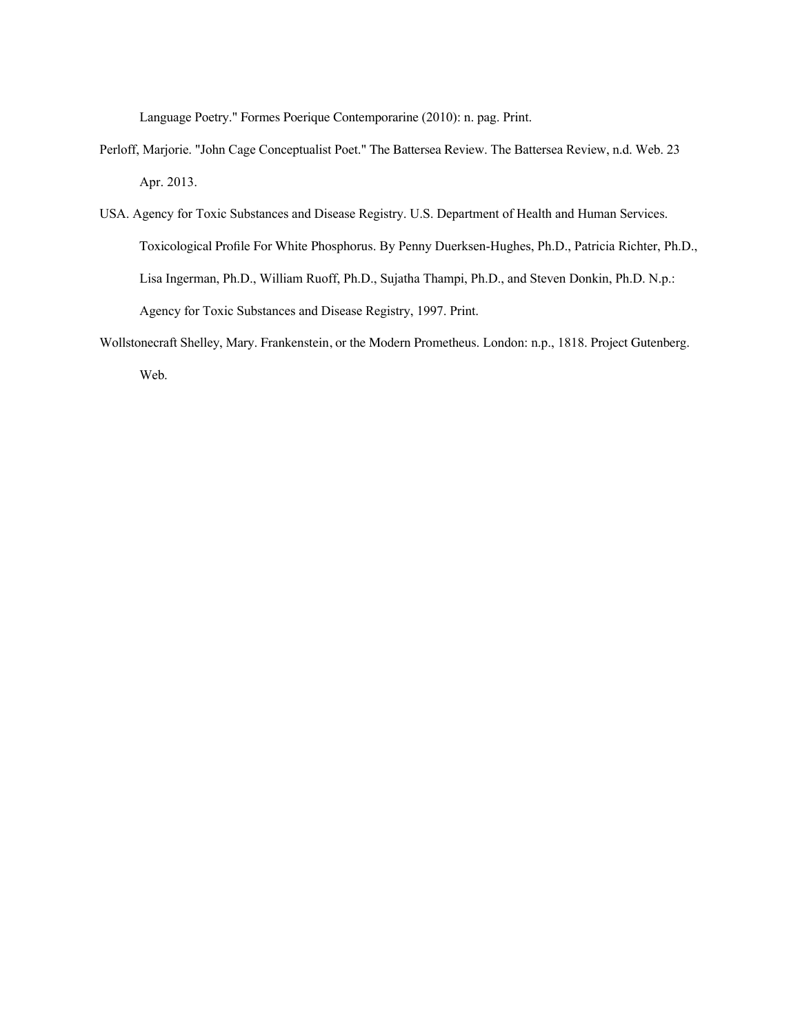Language Poetry." Formes Poerique Contemporarine (2010): n. pag. Print.

Perloff, Marjorie. "John Cage Conceptualist Poet." The Battersea Review. The Battersea Review, n.d. Web. 23 Apr. 2013.

USA. Agency for Toxic Substances and Disease Registry. U.S. Department of Health and Human Services. Toxicological Profile For White Phosphorus. By Penny Duerksen-Hughes, Ph.D., Patricia Richter, Ph.D., Lisa Ingerman, Ph.D., William Ruoff, Ph.D., Sujatha Thampi, Ph.D., and Steven Donkin, Ph.D. N.p.: Agency for Toxic Substances and Disease Registry, 1997. Print.

Wollstonecraft Shelley, Mary. Frankenstein, or the Modern Prometheus. London: n.p., 1818. Project Gutenberg. Web.